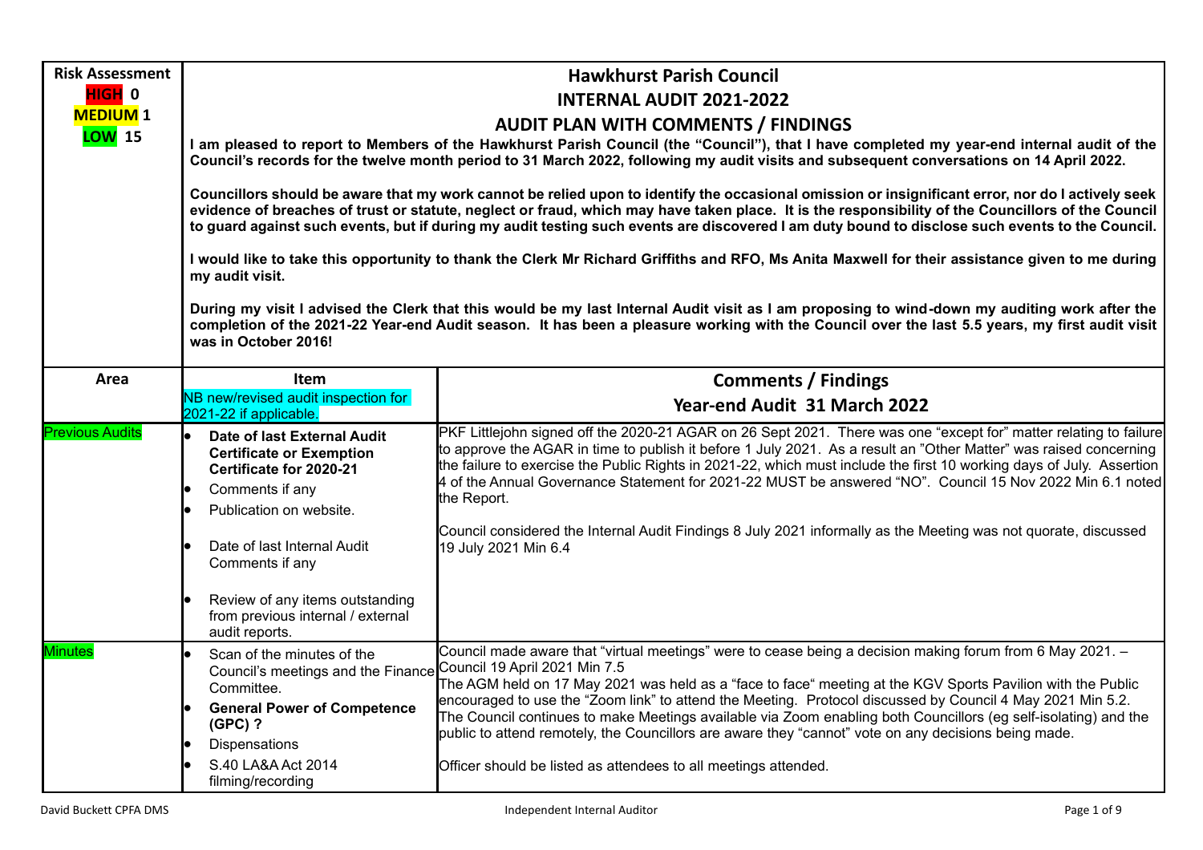| Risk Assessment | Hawkhurst Parish Council | |
|---|---|---|
| **HIGH 0** <br> **MEDIUM 1** <br> **LOW 15** | **INTERNAL AUDIT 2021-2022** <br> **AUDIT PLAN WITH COMMENTS / FINDINGS** <br> **I am pleased to report to Members of the Hawkhurst Parish Council (the "Council"), that I have completed my year-end internal audit of the Council's records for the twelve month period to 31 March 2022, following my audit visits and subsequent conversations on 14 April 2022.** <br><br> **Councillors should be aware that my work cannot be relied upon to identify the occasional omission or insignificant error, nor do I actively seek evidence of breaches of trust or statute, neglect or fraud, which may have taken place. It is the responsibility of the Councillors of the Council to guard against such events, but if during my audit testing such events are discovered I am duty bound to disclose such events to the Council.** <br><br> **I would like to take this opportunity to thank the Clerk Mr Richard Griffiths and RFO, Ms Anita Maxwell for their assistance given to me during my audit visit.** <br><br> **During my visit I advised the Clerk that this would be my last Internal Audit visit as I am proposing to wind-down my auditing work after the completion of the 2021-22 Year-end Audit season. It has been a pleasure working with the Council over the last 5.5 years, my first audit visit was in October 2016!** | |
| **Area** | **Item** <br> NB new/revised audit inspection for 2021-22 if applicable. | **Comments / Findings** <br> **Year-end Audit 31 March 2022** |
| Previous Audits | • **Date of last External Audit Certificate or Exemption Certificate for 2020-21** <br> • Comments if any <br> • Publication on website. <br><br> • Date of last Internal Audit Comments if any <br><br> • Review of any items outstanding from previous internal / external audit reports. | PKF Littlejohn signed off the 2020-21 AGAR on 26 Sept 2021. There was one "except for" matter relating to failure to approve the AGAR in time to publish it before 1 July 2021. As a result an "Other Matter" was raised concerning the failure to exercise the Public Rights in 2021-22, which must include the first 10 working days of July. Assertion 4 of the Annual Governance Statement for 2021-22 MUST be answered "NO". Council 15 Nov 2022 Min 6.1 noted the Report. <br><br> Council considered the Internal Audit Findings 8 July 2021 informally as the Meeting was not quorate, discussed 19 July 2021 Min 6.4 |
| Minutes | • Scan of the minutes of the Council's meetings and the Finance Committee. <br> • **General Power of Competence (GPC) ?** <br> • Dispensations <br> • S.40 LA&A Act 2014 filming/recording | Council made aware that "virtual meetings" were to cease being a decision making forum from 6 May 2021. – Council 19 April 2021 Min 7.5 <br> The AGM held on 17 May 2021 was held as a "face to face" meeting at the KGV Sports Pavilion with the Public encouraged to use the "Zoom link" to attend the Meeting. Protocol discussed by Council 4 May 2021 Min 5.2. The Council continues to make Meetings available via Zoom enabling both Councillors (eg self-isolating) and the public to attend remotely, the Councillors are aware they "cannot" vote on any decisions being made. <br><br> Officer should be listed as attendees to all meetings attended. |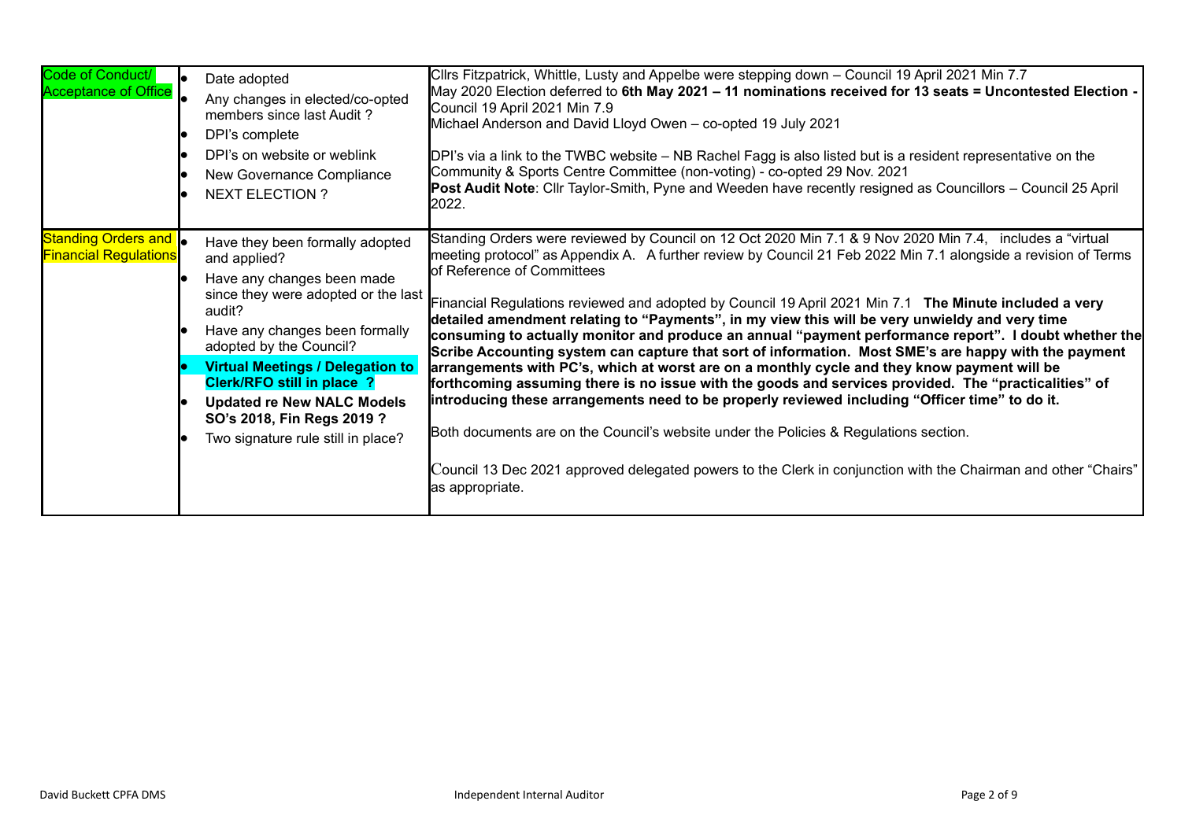| | | |
|---|---|---|
| Code of Conduct/ Acceptance of Office | • Date adopted<br>• Any changes in elected/co-opted members since last Audit ?<br>• DPI's complete<br>• DPI's on website or weblink<br>• New Governance Compliance<br>• NEXT ELECTION ? | Cllrs Fitzpatrick, Whittle, Lusty and Appelbe were stepping down – Council 19 April 2021 Min 7.7<br>May 2020 Election deferred to **6th May 2021 – 11 nominations received for 13 seats = Uncontested Election -** Council 19 April 2021 Min 7.9<br>Michael Anderson and David Lloyd Owen – co-opted 19 July 2021<br><br>DPI's via a link to the TWBC website – NB Rachel Fagg is also listed but is a resident representative on the Community & Sports Centre Committee (non-voting) - co-opted 29 Nov. 2021<br>**Post Audit Note**: Cllr Taylor-Smith, Pyne and Weeden have recently resigned as Councillors – Council 25 April 2022. |
| Standing Orders and Financial Regulations | • Have they been formally adopted and applied?<br>• Have any changes been made since they were adopted or the last audit?<br>• Have any changes been formally adopted by the Council?<br>• **Virtual Meetings / Delegation to Clerk/RFO still in place ?**<br>• **Updated re New NALC Models SO's 2018, Fin Regs 2019 ?**<br>• Two signature rule still in place? | Standing Orders were reviewed by Council on 12 Oct 2020 Min 7.1 & 9 Nov 2020 Min 7.4, includes a "virtual meeting protocol" as Appendix A. A further review by Council 21 Feb 2022 Min 7.1 alongside a revision of Terms of Reference of Committees<br><br>Financial Regulations reviewed and adopted by Council 19 April 2021 Min 7.1 **The Minute included a very detailed amendment relating to "Payments", in my view this will be very unwieldy and very time consuming to actually monitor and produce an annual "payment performance report". I doubt whether the Scribe Accounting system can capture that sort of information. Most SME's are happy with the payment arrangements with PC's, which at worst are on a monthly cycle and they know payment will be forthcoming assuming there is no issue with the goods and services provided. The "practicalities" of introducing these arrangements need to be properly reviewed including "Officer time" to do it.**<br><br>Both documents are on the Council's website under the Policies & Regulations section.<br><br>Council 13 Dec 2021 approved delegated powers to the Clerk in conjunction with the Chairman and other "Chairs" as appropriate. |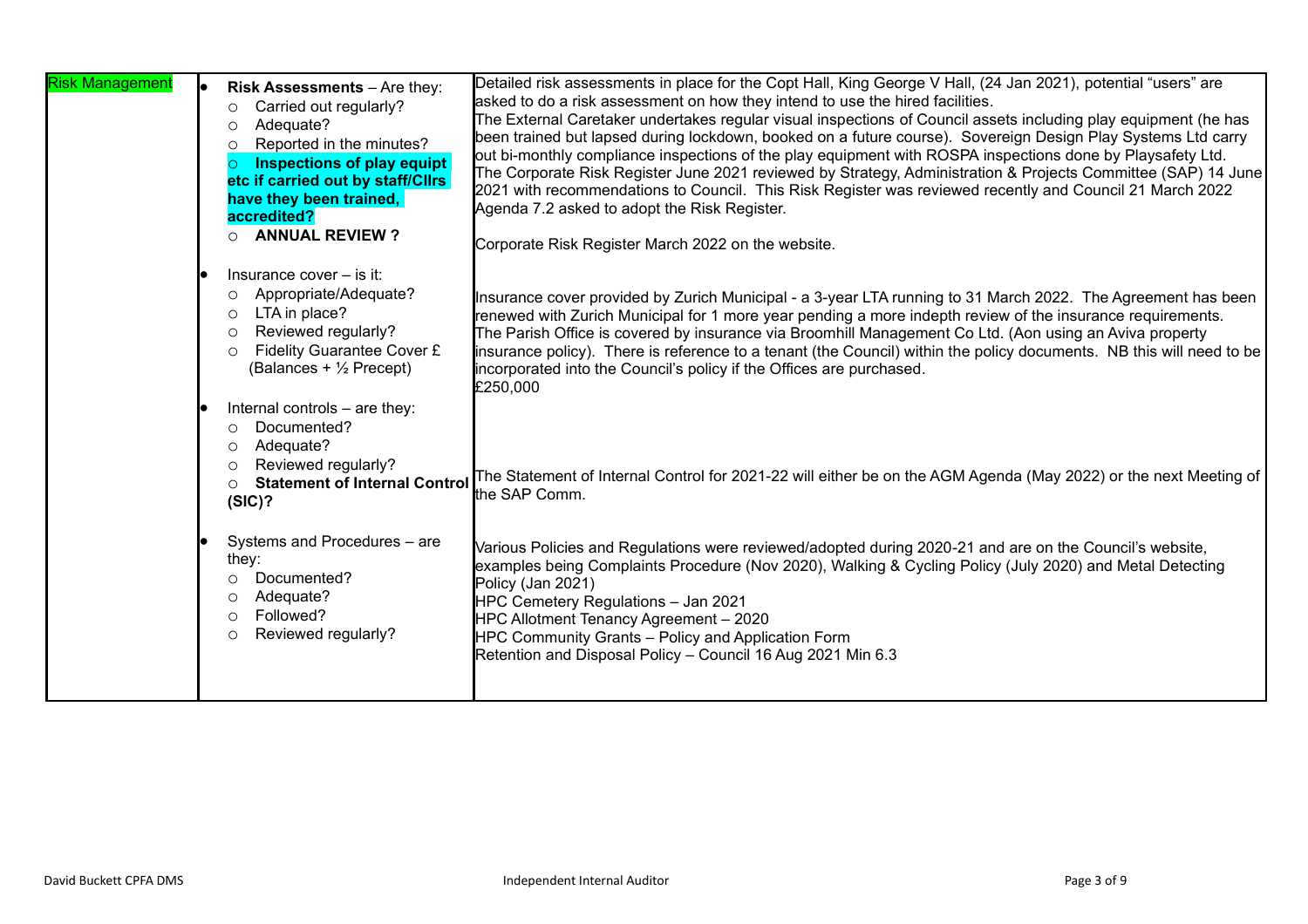| | | |
|---|---|---|
| Risk Management | • **Risk Assessments** – Are they:<br>○ Carried out regularly?<br>○ Adequate?<br>○ Reported in the minutes?<br>○ **Inspections of play equipt etc if carried out by staff/Cllrs have they been trained, accredited?**<br>○ **ANNUAL REVIEW ?** | Detailed risk assessments in place for the Copt Hall, King George V Hall, (24 Jan 2021), potential "users" are asked to do a risk assessment on how they intend to use the hired facilities.<br>The External Caretaker undertakes regular visual inspections of Council assets including play equipment (he has been trained but lapsed during lockdown, booked on a future course). Sovereign Design Play Systems Ltd carry out bi-monthly compliance inspections of the play equipment with ROSPA inspections done by Playsafety Ltd.<br>The Corporate Risk Register June 2021 reviewed by Strategy, Administration & Projects Committee (SAP) 14 June 2021 with recommendations to Council. This Risk Register was reviewed recently and Council 21 March 2022 Agenda 7.2 asked to adopt the Risk Register.<br><br>Corporate Risk Register March 2022 on the website. |
| | • Insurance cover – is it:<br>○ Appropriate/Adequate?<br>○ LTA in place?<br>○ Reviewed regularly?<br>○ Fidelity Guarantee Cover £ (Balances + ½ Precept) | Insurance cover provided by Zurich Municipal - a 3-year LTA running to 31 March 2022. The Agreement has been renewed with Zurich Municipal for 1 more year pending a more indepth review of the insurance requirements.<br>The Parish Office is covered by insurance via Broomhill Management Co Ltd. (Aon using an Aviva property insurance policy). There is reference to a tenant (the Council) within the policy documents. NB this will need to be incorporated into the Council's policy if the Offices are purchased.<br>£250,000 |
| | • Internal controls – are they:<br>○ Documented?<br>○ Adequate?<br>○ Reviewed regularly?<br>○ **Statement of Internal Control (SIC)?** | The Statement of Internal Control for 2021-22 will either be on the AGM Agenda (May 2022) or the next Meeting of the SAP Comm. |
| | • Systems and Procedures – are they:<br>○ Documented?<br>○ Adequate?<br>○ Followed?<br>○ Reviewed regularly? | Various Policies and Regulations were reviewed/adopted during 2020-21 and are on the Council's website, examples being Complaints Procedure (Nov 2020), Walking & Cycling Policy (July 2020) and Metal Detecting Policy (Jan 2021)<br>HPC Cemetery Regulations – Jan 2021<br>HPC Allotment Tenancy Agreement – 2020<br>HPC Community Grants – Policy and Application Form<br>Retention and Disposal Policy – Council 16 Aug 2021 Min 6.3 |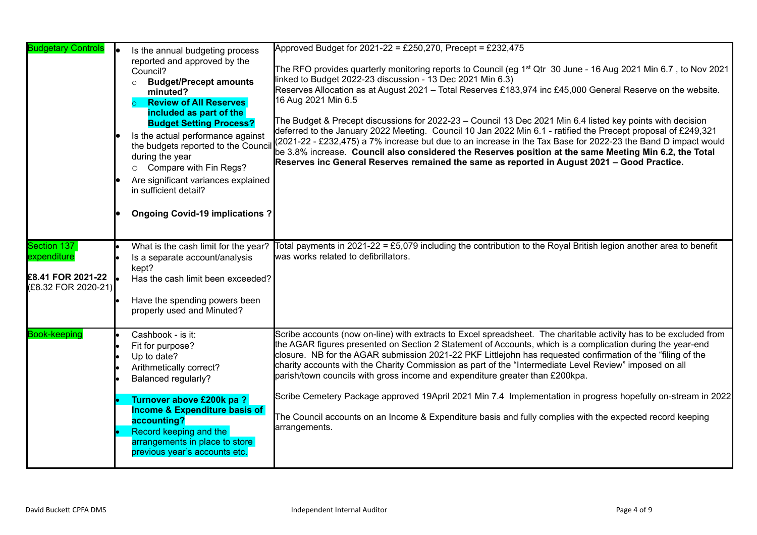| | | |
|---|---|---|
| Budgetary Controls | • Is the annual budgeting process reported and approved by the Council?<br>○ **Budget/Precept amounts minuted?**<br>○ **Review of All Reserves included as part of the Budget Setting Process?**<br>• Is the actual performance against the budgets reported to the Council during the year<br>○ Compare with Fin Regs?<br>• Are significant variances explained in sufficient detail?<br>• **Ongoing Covid-19 implications ?** | Approved Budget for 2021-22 = £250,270, Precept = £232,475<br><br>The RFO provides quarterly monitoring reports to Council (eg 1st Qtr 30 June - 16 Aug 2021 Min 6.7 , to Nov 2021 linked to Budget 2022-23 discussion - 13 Dec 2021 Min 6.3)<br>Reserves Allocation as at August 2021 – Total Reserves £183,974 inc £45,000 General Reserve on the website. 16 Aug 2021 Min 6.5<br><br>The Budget & Precept discussions for 2022-23 – Council 13 Dec 2021 Min 6.4 listed key points with decision deferred to the January 2022 Meeting. Council 10 Jan 2022 Min 6.1 - ratified the Precept proposal of £249,321 (2021-22 - £232,475) a 7% increase but due to an increase in the Tax Base for 2022-23 the Band D impact would be 3.8% increase. **Council also considered the Reserves position at the same Meeting Min 6.2, the Total Reserves inc General Reserves remained the same as reported in August 2021 – Good Practice.** |
| Section 137 expenditure<br><br>**£8.41 FOR 2021-22**<br>(£8.32 FOR 2020-21) | • What is the cash limit for the year?<br>• Is a separate account/analysis kept?<br>• Has the cash limit been exceeded?<br>• Have the spending powers been properly used and Minuted? | Total payments in 2021-22 = £5,079 including the contribution to the Royal British legion another area to benefit was works related to defibrillators. |
| Book-keeping | • Cashbook - is it:<br>• Fit for purpose?<br>• Up to date?<br>• Arithmetically correct?<br>• Balanced regularly?<br><br>• **Turnover above £200k pa ? Income & Expenditure basis of accounting?**<br>• Record keeping and the arrangements in place to store previous year's accounts etc. | Scribe accounts (now on-line) with extracts to Excel spreadsheet. The charitable activity has to be excluded from the AGAR figures presented on Section 2 Statement of Accounts, which is a complication during the year-end closure. NB for the AGAR submission 2021-22 PKF Littlejohn has requested confirmation of the "filing of the charity accounts with the Charity Commission as part of the "Intermediate Level Review" imposed on all parish/town councils with gross income and expenditure greater than £200kpa.<br><br>Scribe Cemetery Package approved 19April 2021 Min 7.4 Implementation in progress hopefully on-stream in 2022<br><br>The Council accounts on an Income & Expenditure basis and fully complies with the expected record keeping arrangements. |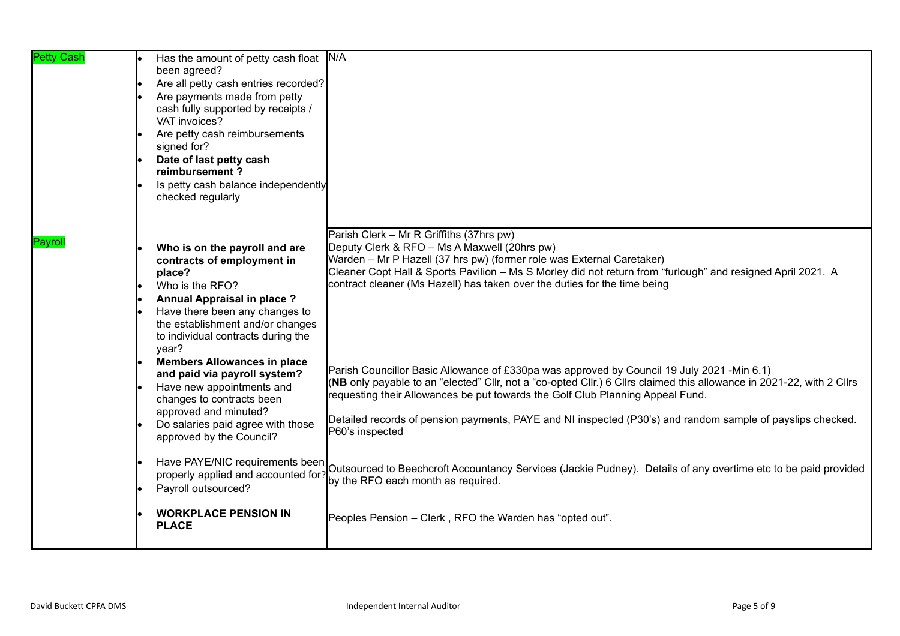| | | |
|---|---|---|
| Petty Cash | • Has the amount of petty cash float been agreed?<br>• Are all petty cash entries recorded?<br>• Are payments made from petty cash fully supported by receipts / VAT invoices?<br>• Are petty cash reimbursements signed for?<br>• **Date of last petty cash reimbursement ?**<br>• Is petty cash balance independently checked regularly | N/A |
| Payroll | • **Who is on the payroll and are contracts of employment in place?**<br>• Who is the RFO?<br>• **Annual Appraisal in place ?**<br>• Have there been any changes to the establishment and/or changes to individual contracts during the year?<br>• **Members Allowances in place and paid via payroll system?**<br>• Have new appointments and changes to contracts been approved and minuted?<br>• Do salaries paid agree with those approved by the Council?<br><br>• Have PAYE/NIC requirements been properly applied and accounted for?<br>• Payroll outsourced?<br><br>• **WORKPLACE PENSION IN PLACE** | Parish Clerk – Mr R Griffiths (37hrs pw)<br>Deputy Clerk & RFO – Ms A Maxwell (20hrs pw)<br>Warden – Mr P Hazell (37 hrs pw) (former role was External Caretaker)<br>Cleaner Copt Hall & Sports Pavilion – Ms S Morley did not return from "furlough" and resigned April 2021. A contract cleaner (Ms Hazell) has taken over the duties for the time being<br><br>Parish Councillor Basic Allowance of £330pa was approved by Council 19 July 2021 -Min 6.1)<br>(**NB** only payable to an "elected" Cllr, not a "co-opted Cllr.) 6 Cllrs claimed this allowance in 2021-22, with 2 Cllrs requesting their Allowances be put towards the Golf Club Planning Appeal Fund.<br><br>Detailed records of pension payments, PAYE and NI inspected (P30's) and random sample of payslips checked. P60's inspected<br><br>Outsourced to Beechcroft Accountancy Services (Jackie Pudney). Details of any overtime etc to be paid provided by the RFO each month as required.<br><br>Peoples Pension – Clerk , RFO the Warden has "opted out". |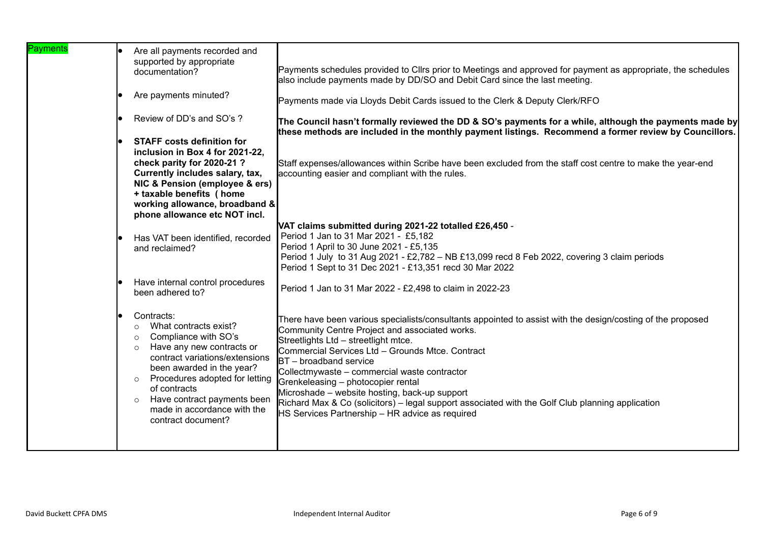| Payments | | |
|---|---|---|
| | • Are all payments recorded and supported by appropriate documentation?<br><br>• Are payments minuted?<br><br>• Review of DD's and SO's ?<br><br>• **STAFF costs definition for inclusion in Box 4 for 2021-22, check parity for 2020-21 ? Currently includes salary, tax, NIC & Pension (employee & ers) + taxable benefits ( home working allowance, broadband & phone allowance etc NOT incl.**<br><br>• Has VAT been identified, recorded and reclaimed?<br><br>• Have internal control procedures been adhered to?<br><br>• Contracts:<br>○ What contracts exist?<br>○ Compliance with SO's<br>○ Have any new contracts or contract variations/extensions been awarded in the year?<br>○ Procedures adopted for letting of contracts<br>○ Have contract payments been made in accordance with the contract document? | Payments schedules provided to Cllrs prior to Meetings and approved for payment as appropriate, the schedules also include payments made by DD/SO and Debit Card since the last meeting.<br><br>Payments made via Lloyds Debit Cards issued to the Clerk & Deputy Clerk/RFO<br><br>**The Council hasn't formally reviewed the DD & SO's payments for a while, although the payments made by these methods are included in the monthly payment listings. Recommend a former review by Councillors.**<br><br>Staff expenses/allowances within Scribe have been excluded from the staff cost centre to make the year-end accounting easier and compliant with the rules.<br><br>**VAT claims submitted during 2021-22 totalled £26,450** -<br>Period 1 Jan to 31 Mar 2021 - £5,182<br>Period 1 April to 30 June 2021 - £5,135<br>Period 1 July to 31 Aug 2021 - £2,782 – NB £13,099 recd 8 Feb 2022, covering 3 claim periods<br>Period 1 Sept to 31 Dec 2021 - £13,351 recd 30 Mar 2022<br><br>Period 1 Jan to 31 Mar 2022 - £2,498 to claim in 2022-23<br><br>There have been various specialists/consultants appointed to assist with the design/costing of the proposed Community Centre Project and associated works.<br>Streetlights Ltd – streetlight mtce.<br>Commercial Services Ltd – Grounds Mtce. Contract<br>BT – broadband service<br>Collectmywaste – commercial waste contractor<br>Grenkeleasing – photocopier rental<br>Microshade – website hosting, back-up support<br>Richard Max & Co (solicitors) – legal support associated with the Golf Club planning application<br>HS Services Partnership – HR advice as required |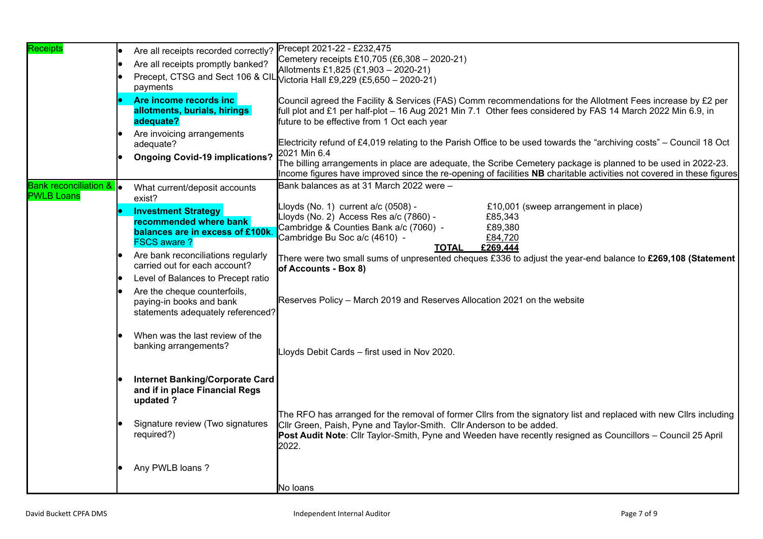| | | |
|---|---|---|
| Receipts | <ul><li>Are all receipts recorded correctly?</li><li>Are all receipts promptly banked?</li><li>Precept, CTSG and Sect 106 & CIL payments</li><li>**Are income records inc allotments, burials, hirings adequate?**</li><li>Are invoicing arrangements adequate?</li><li>**Ongoing Covid-19 implications?**</li></ul> | Precept 2021-22 - £232,475<br>Cemetery receipts £10,705 (£6,308 – 2020-21)<br>Allotments £1,825 (£1,903 – 2020-21)<br>Victoria Hall £9,229 (£5,650 – 2020-21)<br><br>Council agreed the Facility & Services (FAS) Comm recommendations for the Allotment Fees increase by £2 per full plot and £1 per half-plot – 16 Aug 2021 Min 7.1 Other fees considered by FAS 14 March 2022 Min 6.9, in future to be effective from 1 Oct each year<br><br>Electricity refund of £4,019 relating to the Parish Office to be used towards the "archiving costs" – Council 18 Oct 2021 Min 6.4<br>The billing arrangements in place are adequate, the Scribe Cemetery package is planned to be used in 2022-23. Income figures have improved since the re-opening of facilities **NB** charitable activities not covered in these figures |
| Bank reconciliation & PWLB Loans | <ul><li>What current/deposit accounts exist?</li><li>**Investment Strategy recommended where bank balances are in excess of £100k.** FSCS aware ?</li><li>Are bank reconciliations regularly carried out for each account?</li><li>Level of Balances to Precept ratio</li><li>Are the cheque counterfoils, paying-in books and bank statements adequately referenced?</li><li>When was the last review of the banking arrangements?</li><li>**Internet Banking/Corporate Card and if in place Financial Regs updated ?**</li><li>Signature review (Two signatures required?)</li><li>Any PWLB loans ?</li></ul> | Bank balances as at 31 March 2022 were –<br><br>Lloyds (No. 1) current a/c (0508) - £10,001 (sweep arrangement in place)<br>Lloyds (No. 2) Access Res a/c (7860) - £85,343<br>Cambridge & Counties Bank a/c (7060) - £89,380<br>Cambridge Bu Soc a/c (4610) - £84,720<br>**TOTAL £269,444**<br><br>There were two small sums of unpresented cheques £336 to adjust the year-end balance to **£269,108 (Statement of Accounts - Box 8)**<br><br>Reserves Policy – March 2019 and Reserves Allocation 2021 on the website<br><br>Lloyds Debit Cards – first used in Nov 2020.<br><br>The RFO has arranged for the removal of former Cllrs from the signatory list and replaced with new Cllrs including Cllr Green, Paish, Pyne and Taylor-Smith. Cllr Anderson to be added.<br>**Post Audit Note**: Cllr Taylor-Smith, Pyne and Weeden have recently resigned as Councillors – Council 25 April 2022.<br><br>No loans |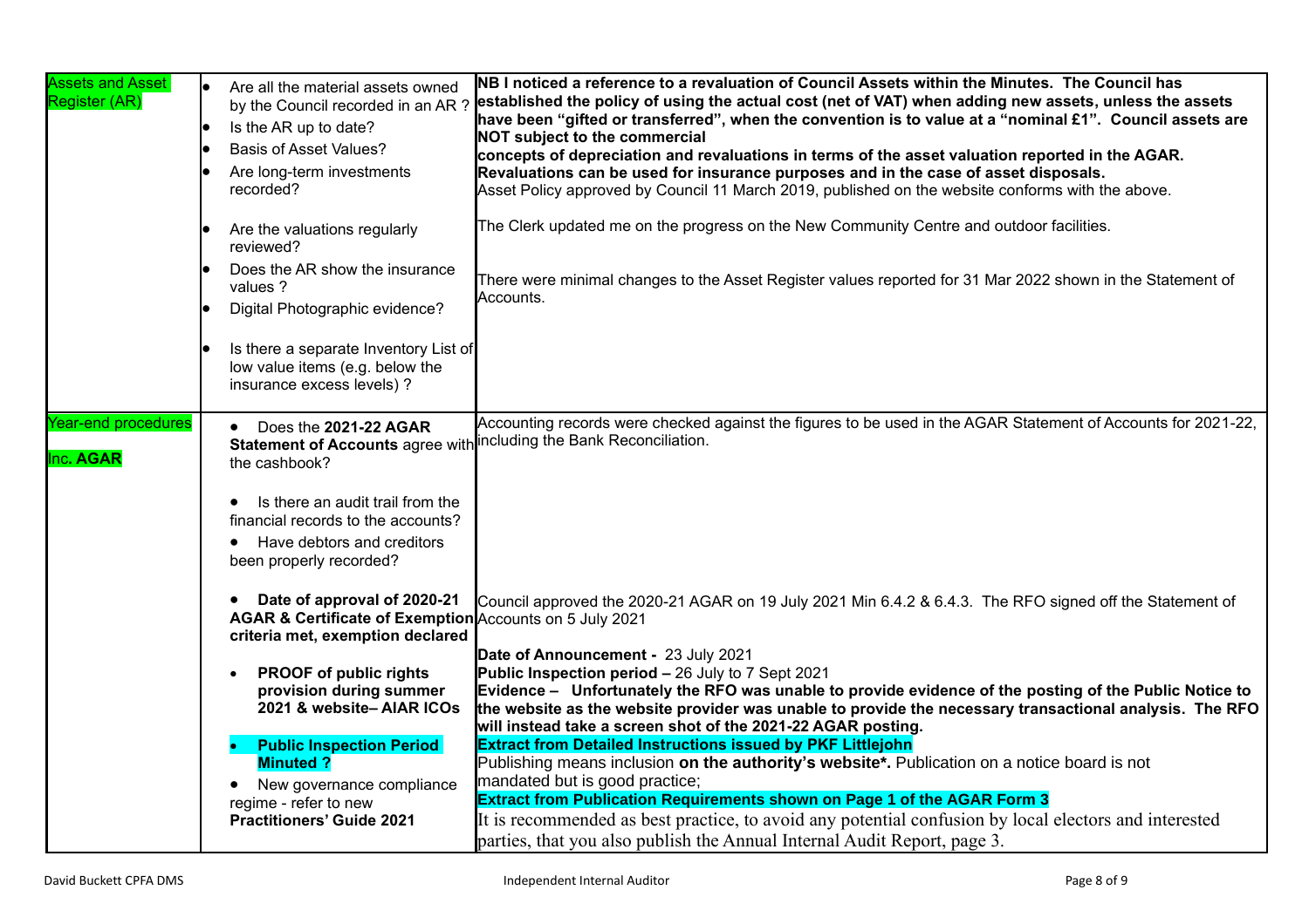| | | |
|---|---|---|
| Assets and Asset Register (AR) | • Are all the material assets owned by the Council recorded in an AR ?<br>• Is the AR up to date?<br>• Basis of Asset Values?<br>• Are long-term investments recorded?<br>• Are the valuations regularly reviewed?<br>• Does the AR show the insurance values ?<br>• Digital Photographic evidence?<br>• Is there a separate Inventory List of low value items (e.g. below the insurance excess levels) ? | **NB I noticed a reference to a revaluation of Council Assets within the Minutes. The Council has established the policy of using the actual cost (net of VAT) when adding new assets, unless the assets have been "gifted or transferred", when the convention is to value at a "nominal £1". Council assets are NOT subject to the commercial concepts of depreciation and revaluations in terms of the asset valuation reported in the AGAR. Revaluations can be used for insurance purposes and in the case of asset disposals.**<br>Asset Policy approved by Council 11 March 2019, published on the website conforms with the above.<br><br>The Clerk updated me on the progress on the New Community Centre and outdoor facilities.<br><br>There were minimal changes to the Asset Register values reported for 31 Mar 2022 shown in the Statement of Accounts. |
| Year-end procedures<br><br>Inc. **AGAR** | • Does the **2021-22 AGAR Statement of Accounts** agree with the cashbook?<br>• Is there an audit trail from the financial records to the accounts?<br>• Have debtors and creditors been properly recorded?<br><br>• **Date of approval of 2020-21 AGAR & Certificate of Exemption criteria met, exemption declared**<br><br>• **PROOF of public rights provision during summer 2021 & website– AIAR ICOs**<br>• **Public Inspection Period Minuted ?**<br>• New governance compliance regime - refer to new **Practitioners' Guide 2021** | Accounting records were checked against the figures to be used in the AGAR Statement of Accounts for 2021-22, including the Bank Reconciliation.<br><br>Council approved the 2020-21 AGAR on 19 July 2021 Min 6.4.2 & 6.4.3. The RFO signed off the Statement of Accounts on 5 July 2021<br><br>**Date of Announcement -** 23 July 2021<br>**Public Inspection period –** 26 July to 7 Sept 2021<br>**Evidence – Unfortunately the RFO was unable to provide evidence of the posting of the Public Notice to the website as the website provider was unable to provide the necessary transactional analysis. The RFO will instead take a screen shot of the 2021-22 AGAR posting.**<br>**Extract from Detailed Instructions issued by PKF Littlejohn**<br>Publishing means inclusion **on the authority's website\*.** Publication on a notice board is not mandated but is good practice;<br>**Extract from Publication Requirements shown on Page 1 of the AGAR Form 3**<br>It is recommended as best practice, to avoid any potential confusion by local electors and interested parties, that you also publish the Annual Internal Audit Report, page 3. |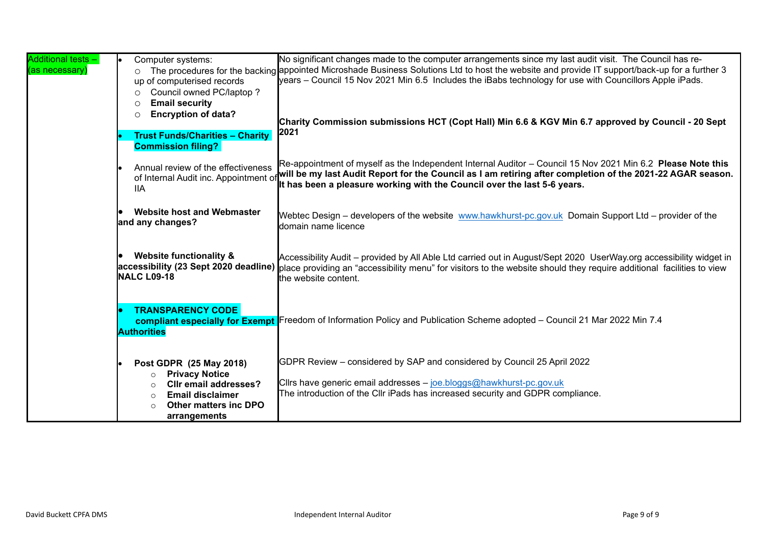| | | |
|---|---|---|
| Additional tests – (as necessary) | • Computer systems:<br>○ The procedures for the backing up of computerised records<br>○ Council owned PC/laptop ?<br>○ **Email security**<br>○ **Encryption of data?** | No significant changes made to the computer arrangements since my last audit visit. The Council has re-appointed Microshade Business Solutions Ltd to host the website and provide IT support/back-up for a further 3 years – Council 15 Nov 2021 Min 6.5 Includes the iBabs technology for use with Councillors Apple iPads. |
| | • **Trust Funds/Charities – Charity Commission filing?** | **Charity Commission submissions HCT (Copt Hall) Min 6.6 & KGV Min 6.7 approved by Council - 20 Sept 2021** |
| | • Annual review of the effectiveness of Internal Audit inc. Appointment of IIA | Re-appointment of myself as the Independent Internal Auditor – Council 15 Nov 2021 Min 6.2 **Please Note this will be my last Audit Report for the Council as I am retiring after completion of the 2021-22 AGAR season. It has been a pleasure working with the Council over the last 5-6 years.** |
| | • **Website host and Webmaster and any changes?** | Webtec Design – developers of the website www.hawkhurst-pc.gov.uk Domain Support Ltd – provider of the domain name licence |
| | • **Website functionality & accessibility (23 Sept 2020 deadline) NALC L09-18** | Accessibility Audit – provided by All Able Ltd carried out in August/Sept 2020 UserWay.org accessibility widget in place providing an "accessibility menu" for visitors to the website should they require additional facilities to view the website content. |
| | • **TRANSPARENCY CODE compliant especially for Exempt Authorities** | Freedom of Information Policy and Publication Scheme adopted – Council 21 Mar 2022 Min 7.4 |
| | • **Post GDPR (25 May 2018)**<br>○ **Privacy Notice**<br>○ **Cllr email addresses?**<br>○ **Email disclaimer**<br>○ **Other matters inc DPO arrangements** | GDPR Review – considered by SAP and considered by Council 25 April 2022<br><br>Cllrs have generic email addresses – joe.bloggs@hawkhurst-pc.gov.uk<br>The introduction of the Cllr iPads has increased security and GDPR compliance. |